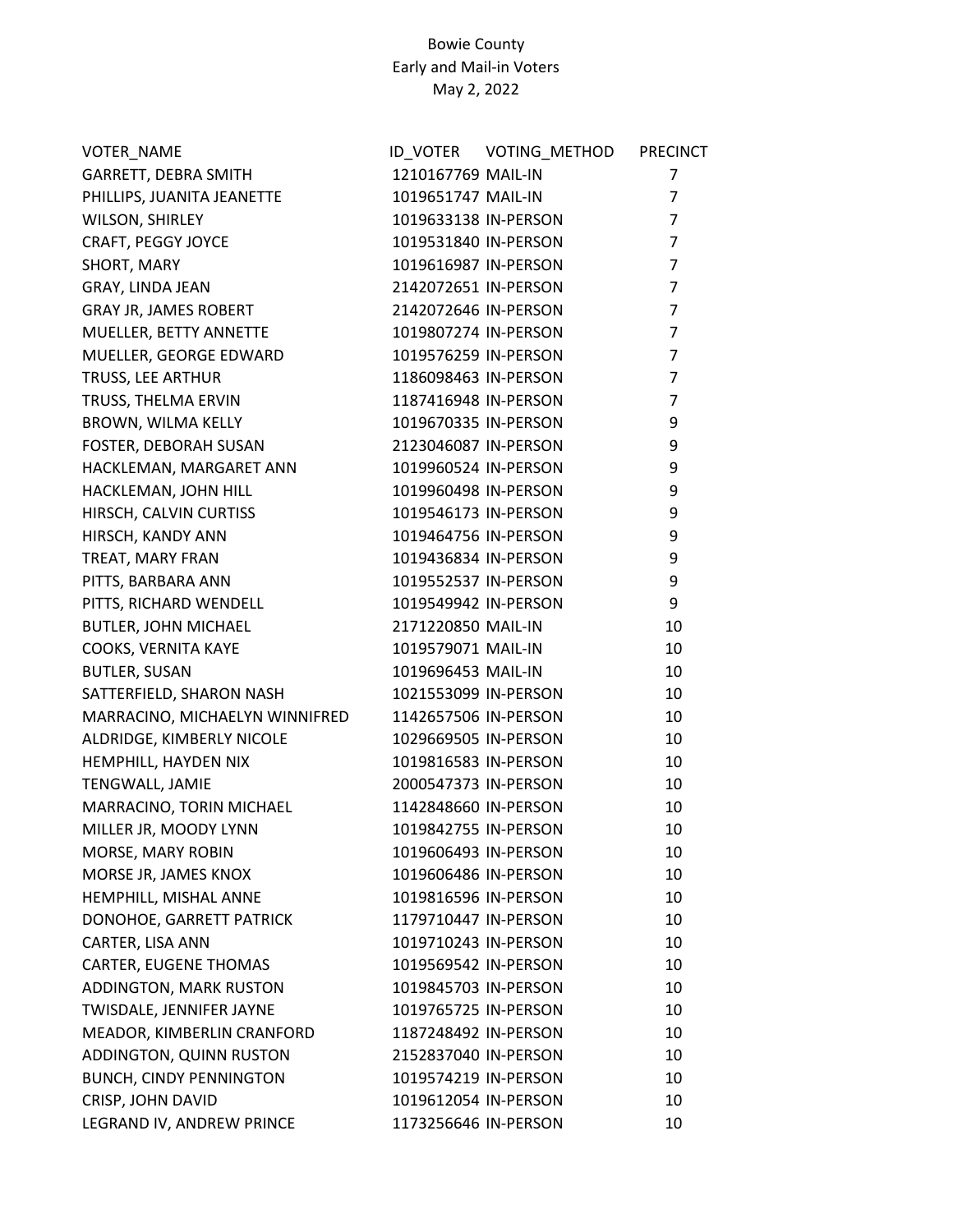Bowie County
Early and Mail-in Voters
May 2, 2022

| VOTER_NAME | ID_VOTER | VOTING_METHOD | PRECINCT |
| --- | --- | --- | --- |
| GARRETT, DEBRA SMITH | 1210167769 | MAIL-IN | 7 |
| PHILLIPS, JUANITA JEANETTE | 1019651747 | MAIL-IN | 7 |
| WILSON, SHIRLEY | 1019633138 | IN-PERSON | 7 |
| CRAFT, PEGGY JOYCE | 1019531840 | IN-PERSON | 7 |
| SHORT, MARY | 1019616987 | IN-PERSON | 7 |
| GRAY, LINDA JEAN | 2142072651 | IN-PERSON | 7 |
| GRAY JR, JAMES ROBERT | 2142072646 | IN-PERSON | 7 |
| MUELLER, BETTY ANNETTE | 1019807274 | IN-PERSON | 7 |
| MUELLER, GEORGE EDWARD | 1019576259 | IN-PERSON | 7 |
| TRUSS, LEE ARTHUR | 1186098463 | IN-PERSON | 7 |
| TRUSS, THELMA ERVIN | 1187416948 | IN-PERSON | 7 |
| BROWN, WILMA KELLY | 1019670335 | IN-PERSON | 9 |
| FOSTER, DEBORAH SUSAN | 2123046087 | IN-PERSON | 9 |
| HACKLEMAN, MARGARET ANN | 1019960524 | IN-PERSON | 9 |
| HACKLEMAN, JOHN HILL | 1019960498 | IN-PERSON | 9 |
| HIRSCH, CALVIN CURTISS | 1019546173 | IN-PERSON | 9 |
| HIRSCH, KANDY ANN | 1019464756 | IN-PERSON | 9 |
| TREAT, MARY FRAN | 1019436834 | IN-PERSON | 9 |
| PITTS, BARBARA ANN | 1019552537 | IN-PERSON | 9 |
| PITTS, RICHARD WENDELL | 1019549942 | IN-PERSON | 9 |
| BUTLER, JOHN MICHAEL | 2171220850 | MAIL-IN | 10 |
| COOKS, VERNITA KAYE | 1019579071 | MAIL-IN | 10 |
| BUTLER, SUSAN | 1019696453 | MAIL-IN | 10 |
| SATTERFIELD, SHARON NASH | 1021553099 | IN-PERSON | 10 |
| MARRACINO, MICHAELYN WINNIFRED | 1142657506 | IN-PERSON | 10 |
| ALDRIDGE, KIMBERLY NICOLE | 1029669505 | IN-PERSON | 10 |
| HEMPHILL, HAYDEN NIX | 1019816583 | IN-PERSON | 10 |
| TENGWALL, JAMIE | 2000547373 | IN-PERSON | 10 |
| MARRACINO, TORIN MICHAEL | 1142848660 | IN-PERSON | 10 |
| MILLER JR, MOODY LYNN | 1019842755 | IN-PERSON | 10 |
| MORSE, MARY ROBIN | 1019606493 | IN-PERSON | 10 |
| MORSE JR, JAMES KNOX | 1019606486 | IN-PERSON | 10 |
| HEMPHILL, MISHAL ANNE | 1019816596 | IN-PERSON | 10 |
| DONOHOE, GARRETT PATRICK | 1179710447 | IN-PERSON | 10 |
| CARTER, LISA ANN | 1019710243 | IN-PERSON | 10 |
| CARTER, EUGENE THOMAS | 1019569542 | IN-PERSON | 10 |
| ADDINGTON, MARK RUSTON | 1019845703 | IN-PERSON | 10 |
| TWISDALE, JENNIFER JAYNE | 1019765725 | IN-PERSON | 10 |
| MEADOR, KIMBERLIN CRANFORD | 1187248492 | IN-PERSON | 10 |
| ADDINGTON, QUINN RUSTON | 2152837040 | IN-PERSON | 10 |
| BUNCH, CINDY PENNINGTON | 1019574219 | IN-PERSON | 10 |
| CRISP, JOHN DAVID | 1019612054 | IN-PERSON | 10 |
| LEGRAND IV, ANDREW PRINCE | 1173256646 | IN-PERSON | 10 |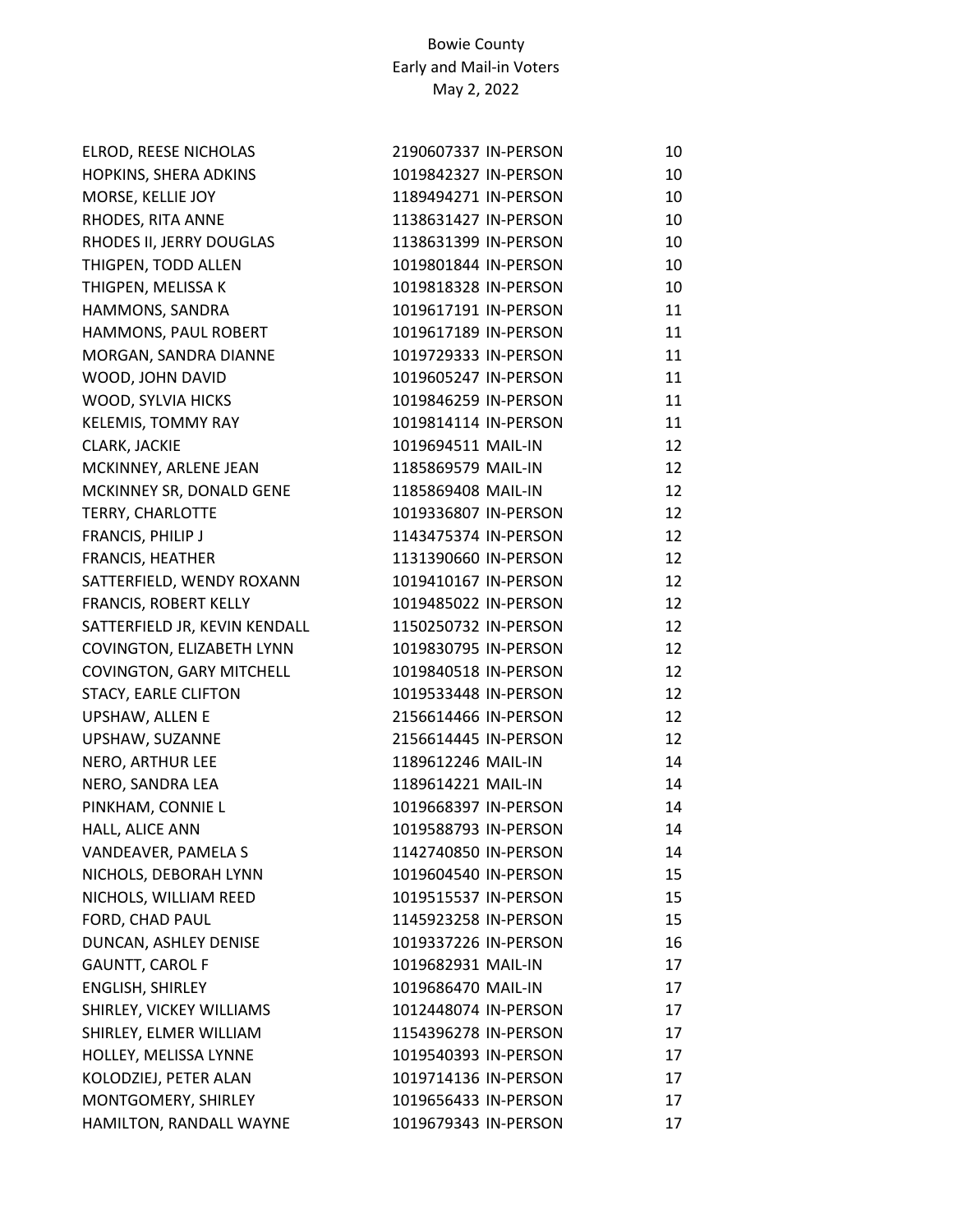Bowie County
Early and Mail-in Voters
May 2, 2022

| | | | |
|---|---|---|---|
| ELROD, REESE NICHOLAS | 2190607337 | IN-PERSON | 10 |
| HOPKINS, SHERA ADKINS | 1019842327 | IN-PERSON | 10 |
| MORSE, KELLIE JOY | 1189494271 | IN-PERSON | 10 |
| RHODES, RITA ANNE | 1138631427 | IN-PERSON | 10 |
| RHODES II, JERRY DOUGLAS | 1138631399 | IN-PERSON | 10 |
| THIGPEN, TODD ALLEN | 1019801844 | IN-PERSON | 10 |
| THIGPEN, MELISSA K | 1019818328 | IN-PERSON | 10 |
| HAMMONS, SANDRA | 1019617191 | IN-PERSON | 11 |
| HAMMONS, PAUL ROBERT | 1019617189 | IN-PERSON | 11 |
| MORGAN, SANDRA DIANNE | 1019729333 | IN-PERSON | 11 |
| WOOD, JOHN DAVID | 1019605247 | IN-PERSON | 11 |
| WOOD, SYLVIA HICKS | 1019846259 | IN-PERSON | 11 |
| KELEMIS, TOMMY RAY | 1019814114 | IN-PERSON | 11 |
| CLARK, JACKIE | 1019694511 | MAIL-IN | 12 |
| MCKINNEY, ARLENE JEAN | 1185869579 | MAIL-IN | 12 |
| MCKINNEY SR, DONALD GENE | 1185869408 | MAIL-IN | 12 |
| TERRY, CHARLOTTE | 1019336807 | IN-PERSON | 12 |
| FRANCIS, PHILIP J | 1143475374 | IN-PERSON | 12 |
| FRANCIS, HEATHER | 1131390660 | IN-PERSON | 12 |
| SATTERFIELD, WENDY ROXANN | 1019410167 | IN-PERSON | 12 |
| FRANCIS, ROBERT KELLY | 1019485022 | IN-PERSON | 12 |
| SATTERFIELD JR, KEVIN KENDALL | 1150250732 | IN-PERSON | 12 |
| COVINGTON, ELIZABETH LYNN | 1019830795 | IN-PERSON | 12 |
| COVINGTON, GARY MITCHELL | 1019840518 | IN-PERSON | 12 |
| STACY, EARLE CLIFTON | 1019533448 | IN-PERSON | 12 |
| UPSHAW, ALLEN E | 2156614466 | IN-PERSON | 12 |
| UPSHAW, SUZANNE | 2156614445 | IN-PERSON | 12 |
| NERO, ARTHUR LEE | 1189612246 | MAIL-IN | 14 |
| NERO, SANDRA LEA | 1189614221 | MAIL-IN | 14 |
| PINKHAM, CONNIE L | 1019668397 | IN-PERSON | 14 |
| HALL, ALICE ANN | 1019588793 | IN-PERSON | 14 |
| VANDEAVER, PAMELA S | 1142740850 | IN-PERSON | 14 |
| NICHOLS, DEBORAH LYNN | 1019604540 | IN-PERSON | 15 |
| NICHOLS, WILLIAM REED | 1019515537 | IN-PERSON | 15 |
| FORD, CHAD PAUL | 1145923258 | IN-PERSON | 15 |
| DUNCAN, ASHLEY DENISE | 1019337226 | IN-PERSON | 16 |
| GAUNTT, CAROL F | 1019682931 | MAIL-IN | 17 |
| ENGLISH, SHIRLEY | 1019686470 | MAIL-IN | 17 |
| SHIRLEY, VICKEY WILLIAMS | 1012448074 | IN-PERSON | 17 |
| SHIRLEY, ELMER WILLIAM | 1154396278 | IN-PERSON | 17 |
| HOLLEY, MELISSA LYNNE | 1019540393 | IN-PERSON | 17 |
| KOLODZIEJ, PETER ALAN | 1019714136 | IN-PERSON | 17 |
| MONTGOMERY, SHIRLEY | 1019656433 | IN-PERSON | 17 |
| HAMILTON, RANDALL WAYNE | 1019679343 | IN-PERSON | 17 |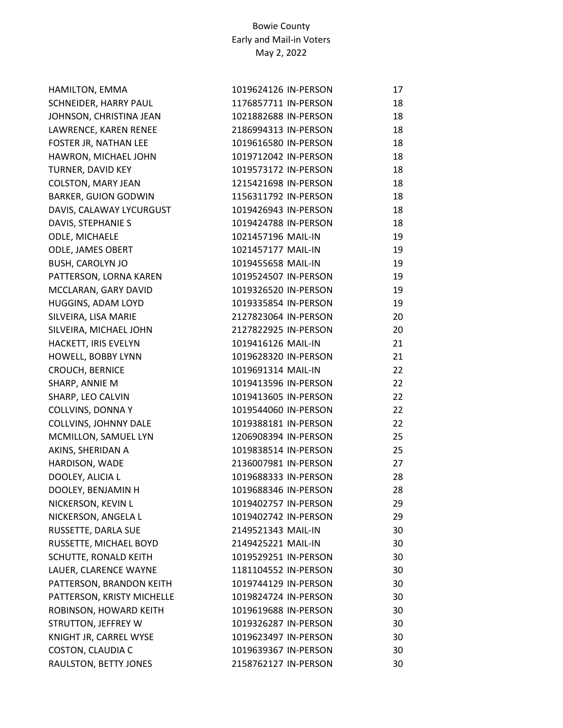Bowie County
Early and Mail-in Voters
May 2, 2022

| | | | |
|---|---|---|---|
| HAMILTON, EMMA | 1019624126 | IN-PERSON | 17 |
| SCHNEIDER, HARRY PAUL | 1176857711 | IN-PERSON | 18 |
| JOHNSON, CHRISTINA JEAN | 1021882688 | IN-PERSON | 18 |
| LAWRENCE, KAREN RENEE | 2186994313 | IN-PERSON | 18 |
| FOSTER JR, NATHAN LEE | 1019616580 | IN-PERSON | 18 |
| HAWRON, MICHAEL JOHN | 1019712042 | IN-PERSON | 18 |
| TURNER, DAVID KEY | 1019573172 | IN-PERSON | 18 |
| COLSTON, MARY JEAN | 1215421698 | IN-PERSON | 18 |
| BARKER, GUION GODWIN | 1156311792 | IN-PERSON | 18 |
| DAVIS, CALAWAY LYCURGUST | 1019426943 | IN-PERSON | 18 |
| DAVIS, STEPHANIE S | 1019424788 | IN-PERSON | 18 |
| ODLE, MICHAELE | 1021457196 | MAIL-IN | 19 |
| ODLE, JAMES OBERT | 1021457177 | MAIL-IN | 19 |
| BUSH, CAROLYN JO | 1019455658 | MAIL-IN | 19 |
| PATTERSON, LORNA KAREN | 1019524507 | IN-PERSON | 19 |
| MCCLARAN, GARY DAVID | 1019326520 | IN-PERSON | 19 |
| HUGGINS, ADAM LOYD | 1019335854 | IN-PERSON | 19 |
| SILVEIRA, LISA MARIE | 2127823064 | IN-PERSON | 20 |
| SILVEIRA, MICHAEL JOHN | 2127822925 | IN-PERSON | 20 |
| HACKETT, IRIS EVELYN | 1019416126 | MAIL-IN | 21 |
| HOWELL, BOBBY LYNN | 1019628320 | IN-PERSON | 21 |
| CROUCH, BERNICE | 1019691314 | MAIL-IN | 22 |
| SHARP, ANNIE M | 1019413596 | IN-PERSON | 22 |
| SHARP, LEO CALVIN | 1019413605 | IN-PERSON | 22 |
| COLLVINS, DONNA Y | 1019544060 | IN-PERSON | 22 |
| COLLVINS, JOHNNY DALE | 1019388181 | IN-PERSON | 22 |
| MCMILLON, SAMUEL LYN | 1206908394 | IN-PERSON | 25 |
| AKINS, SHERIDAN A | 1019838514 | IN-PERSON | 25 |
| HARDISON, WADE | 2136007981 | IN-PERSON | 27 |
| DOOLEY, ALICIA L | 1019688333 | IN-PERSON | 28 |
| DOOLEY, BENJAMIN H | 1019688346 | IN-PERSON | 28 |
| NICKERSON, KEVIN L | 1019402757 | IN-PERSON | 29 |
| NICKERSON, ANGELA L | 1019402742 | IN-PERSON | 29 |
| RUSSETTE, DARLA SUE | 2149521343 | MAIL-IN | 30 |
| RUSSETTE, MICHAEL BOYD | 2149425221 | MAIL-IN | 30 |
| SCHUTTE, RONALD KEITH | 1019529251 | IN-PERSON | 30 |
| LAUER, CLARENCE WAYNE | 1181104552 | IN-PERSON | 30 |
| PATTERSON, BRANDON KEITH | 1019744129 | IN-PERSON | 30 |
| PATTERSON, KRISTY MICHELLE | 1019824724 | IN-PERSON | 30 |
| ROBINSON, HOWARD KEITH | 1019619688 | IN-PERSON | 30 |
| STRUTTON, JEFFREY W | 1019326287 | IN-PERSON | 30 |
| KNIGHT JR, CARREL WYSE | 1019623497 | IN-PERSON | 30 |
| COSTON, CLAUDIA C | 1019639367 | IN-PERSON | 30 |
| RAULSTON, BETTY JONES | 2158762127 | IN-PERSON | 30 |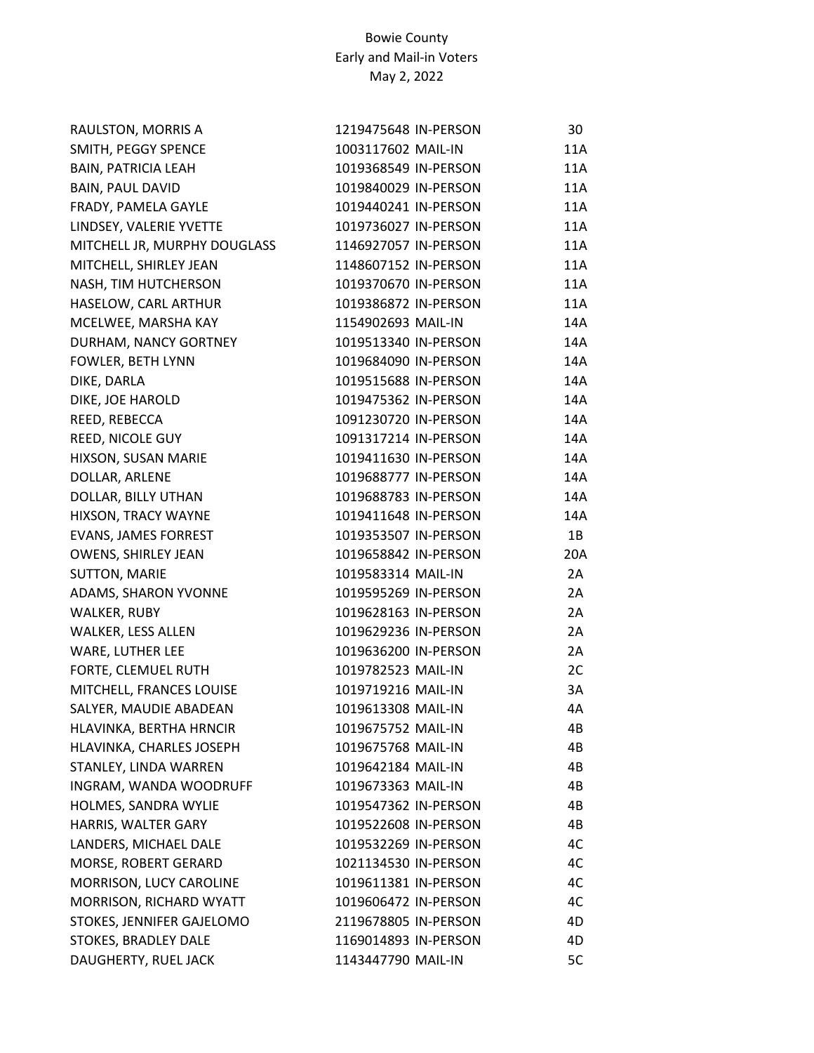Bowie County
Early and Mail-in Voters
May 2, 2022

| | | | |
|---|---|---|---|
| RAULSTON, MORRIS A | 1219475648 | IN-PERSON | 30 |
| SMITH, PEGGY SPENCE | 1003117602 | MAIL-IN | 11A |
| BAIN, PATRICIA LEAH | 1019368549 | IN-PERSON | 11A |
| BAIN, PAUL DAVID | 1019840029 | IN-PERSON | 11A |
| FRADY, PAMELA GAYLE | 1019440241 | IN-PERSON | 11A |
| LINDSEY, VALERIE YVETTE | 1019736027 | IN-PERSON | 11A |
| MITCHELL JR, MURPHY DOUGLASS | 1146927057 | IN-PERSON | 11A |
| MITCHELL, SHIRLEY JEAN | 1148607152 | IN-PERSON | 11A |
| NASH, TIM HUTCHERSON | 1019370670 | IN-PERSON | 11A |
| HASELOW, CARL ARTHUR | 1019386872 | IN-PERSON | 11A |
| MCELWEE, MARSHA KAY | 1154902693 | MAIL-IN | 14A |
| DURHAM, NANCY GORTNEY | 1019513340 | IN-PERSON | 14A |
| FOWLER, BETH LYNN | 1019684090 | IN-PERSON | 14A |
| DIKE, DARLA | 1019515688 | IN-PERSON | 14A |
| DIKE, JOE HAROLD | 1019475362 | IN-PERSON | 14A |
| REED, REBECCA | 1091230720 | IN-PERSON | 14A |
| REED, NICOLE GUY | 1091317214 | IN-PERSON | 14A |
| HIXSON, SUSAN MARIE | 1019411630 | IN-PERSON | 14A |
| DOLLAR, ARLENE | 1019688777 | IN-PERSON | 14A |
| DOLLAR, BILLY UTHAN | 1019688783 | IN-PERSON | 14A |
| HIXSON, TRACY WAYNE | 1019411648 | IN-PERSON | 14A |
| EVANS, JAMES FORREST | 1019353507 | IN-PERSON | 1B |
| OWENS, SHIRLEY JEAN | 1019658842 | IN-PERSON | 20A |
| SUTTON, MARIE | 1019583314 | MAIL-IN | 2A |
| ADAMS, SHARON YVONNE | 1019595269 | IN-PERSON | 2A |
| WALKER, RUBY | 1019628163 | IN-PERSON | 2A |
| WALKER, LESS ALLEN | 1019629236 | IN-PERSON | 2A |
| WARE, LUTHER LEE | 1019636200 | IN-PERSON | 2A |
| FORTE, CLEMUEL RUTH | 1019782523 | MAIL-IN | 2C |
| MITCHELL, FRANCES LOUISE | 1019719216 | MAIL-IN | 3A |
| SALYER, MAUDIE ABADEAN | 1019613308 | MAIL-IN | 4A |
| HLAVINKA, BERTHA HRNCIR | 1019675752 | MAIL-IN | 4B |
| HLAVINKA, CHARLES JOSEPH | 1019675768 | MAIL-IN | 4B |
| STANLEY, LINDA WARREN | 1019642184 | MAIL-IN | 4B |
| INGRAM, WANDA WOODRUFF | 1019673363 | MAIL-IN | 4B |
| HOLMES, SANDRA WYLIE | 1019547362 | IN-PERSON | 4B |
| HARRIS, WALTER GARY | 1019522608 | IN-PERSON | 4B |
| LANDERS, MICHAEL DALE | 1019532269 | IN-PERSON | 4C |
| MORSE, ROBERT GERARD | 1021134530 | IN-PERSON | 4C |
| MORRISON, LUCY CAROLINE | 1019611381 | IN-PERSON | 4C |
| MORRISON, RICHARD WYATT | 1019606472 | IN-PERSON | 4C |
| STOKES, JENNIFER GAJELOMO | 2119678805 | IN-PERSON | 4D |
| STOKES, BRADLEY DALE | 1169014893 | IN-PERSON | 4D |
| DAUGHERTY, RUEL JACK | 1143447790 | MAIL-IN | 5C |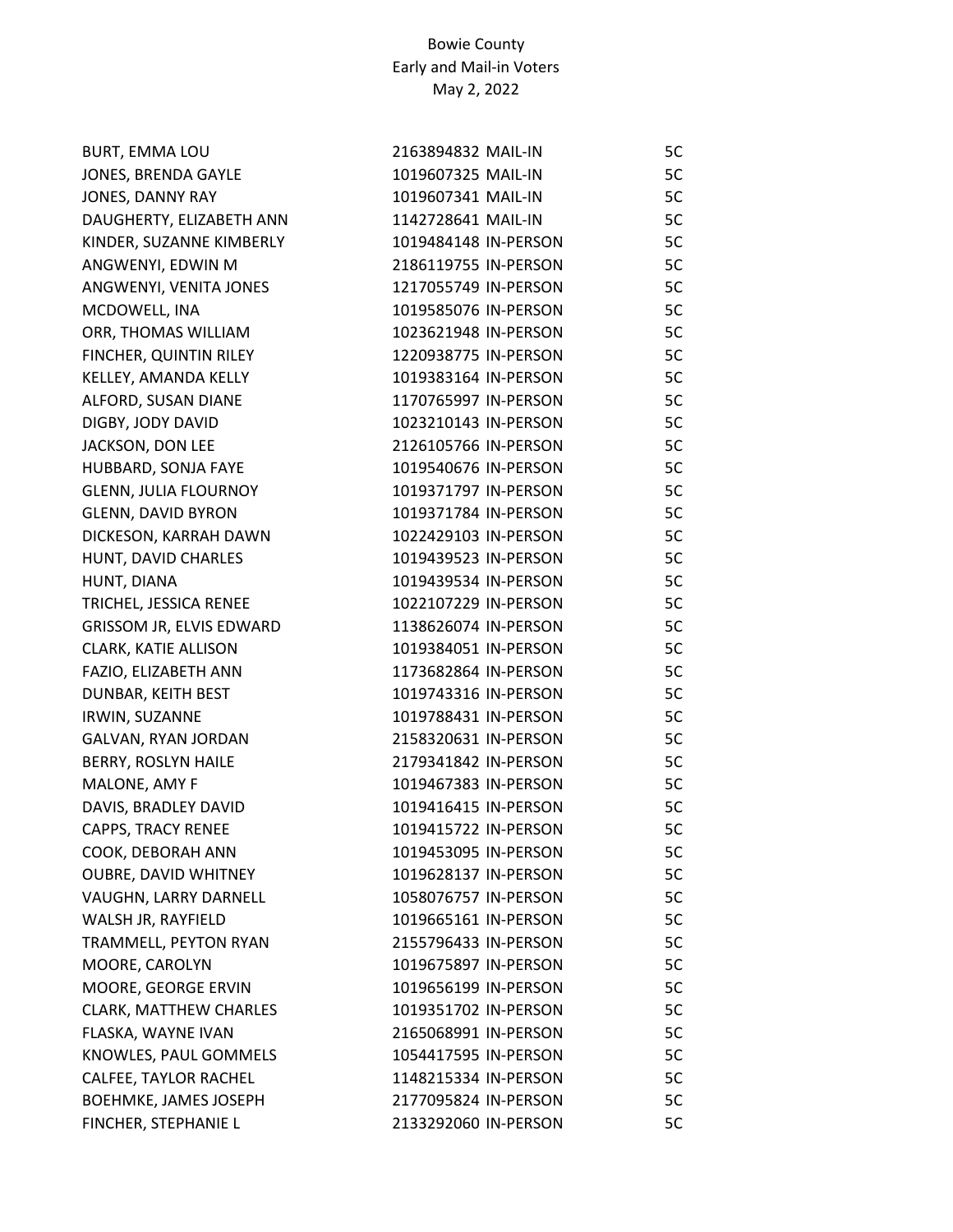Bowie County
Early and Mail-in Voters
May 2, 2022

| | | | |
|---|---|---|---|
| BURT, EMMA LOU | 2163894832 | MAIL-IN | 5C |
| JONES, BRENDA GAYLE | 1019607325 | MAIL-IN | 5C |
| JONES, DANNY RAY | 1019607341 | MAIL-IN | 5C |
| DAUGHERTY, ELIZABETH ANN | 1142728641 | MAIL-IN | 5C |
| KINDER, SUZANNE KIMBERLY | 1019484148 | IN-PERSON | 5C |
| ANGWENYI, EDWIN M | 2186119755 | IN-PERSON | 5C |
| ANGWENYI, VENITA JONES | 1217055749 | IN-PERSON | 5C |
| MCDOWELL, INA | 1019585076 | IN-PERSON | 5C |
| ORR, THOMAS WILLIAM | 1023621948 | IN-PERSON | 5C |
| FINCHER, QUINTIN RILEY | 1220938775 | IN-PERSON | 5C |
| KELLEY, AMANDA KELLY | 1019383164 | IN-PERSON | 5C |
| ALFORD, SUSAN DIANE | 1170765997 | IN-PERSON | 5C |
| DIGBY, JODY DAVID | 1023210143 | IN-PERSON | 5C |
| JACKSON, DON LEE | 2126105766 | IN-PERSON | 5C |
| HUBBARD, SONJA FAYE | 1019540676 | IN-PERSON | 5C |
| GLENN, JULIA FLOURNOY | 1019371797 | IN-PERSON | 5C |
| GLENN, DAVID BYRON | 1019371784 | IN-PERSON | 5C |
| DICKESON, KARRAH DAWN | 1022429103 | IN-PERSON | 5C |
| HUNT, DAVID CHARLES | 1019439523 | IN-PERSON | 5C |
| HUNT, DIANA | 1019439534 | IN-PERSON | 5C |
| TRICHEL, JESSICA RENEE | 1022107229 | IN-PERSON | 5C |
| GRISSOM JR, ELVIS EDWARD | 1138626074 | IN-PERSON | 5C |
| CLARK, KATIE ALLISON | 1019384051 | IN-PERSON | 5C |
| FAZIO, ELIZABETH ANN | 1173682864 | IN-PERSON | 5C |
| DUNBAR, KEITH BEST | 1019743316 | IN-PERSON | 5C |
| IRWIN, SUZANNE | 1019788431 | IN-PERSON | 5C |
| GALVAN, RYAN JORDAN | 2158320631 | IN-PERSON | 5C |
| BERRY, ROSLYN HAILE | 2179341842 | IN-PERSON | 5C |
| MALONE, AMY F | 1019467383 | IN-PERSON | 5C |
| DAVIS, BRADLEY DAVID | 1019416415 | IN-PERSON | 5C |
| CAPPS, TRACY RENEE | 1019415722 | IN-PERSON | 5C |
| COOK, DEBORAH ANN | 1019453095 | IN-PERSON | 5C |
| OUBRE, DAVID WHITNEY | 1019628137 | IN-PERSON | 5C |
| VAUGHN, LARRY DARNELL | 1058076757 | IN-PERSON | 5C |
| WALSH JR, RAYFIELD | 1019665161 | IN-PERSON | 5C |
| TRAMMELL, PEYTON RYAN | 2155796433 | IN-PERSON | 5C |
| MOORE, CAROLYN | 1019675897 | IN-PERSON | 5C |
| MOORE, GEORGE ERVIN | 1019656199 | IN-PERSON | 5C |
| CLARK, MATTHEW CHARLES | 1019351702 | IN-PERSON | 5C |
| FLASKA, WAYNE IVAN | 2165068991 | IN-PERSON | 5C |
| KNOWLES, PAUL GOMMELS | 1054417595 | IN-PERSON | 5C |
| CALFEE, TAYLOR RACHEL | 1148215334 | IN-PERSON | 5C |
| BOEHMKE, JAMES JOSEPH | 2177095824 | IN-PERSON | 5C |
| FINCHER, STEPHANIE L | 2133292060 | IN-PERSON | 5C |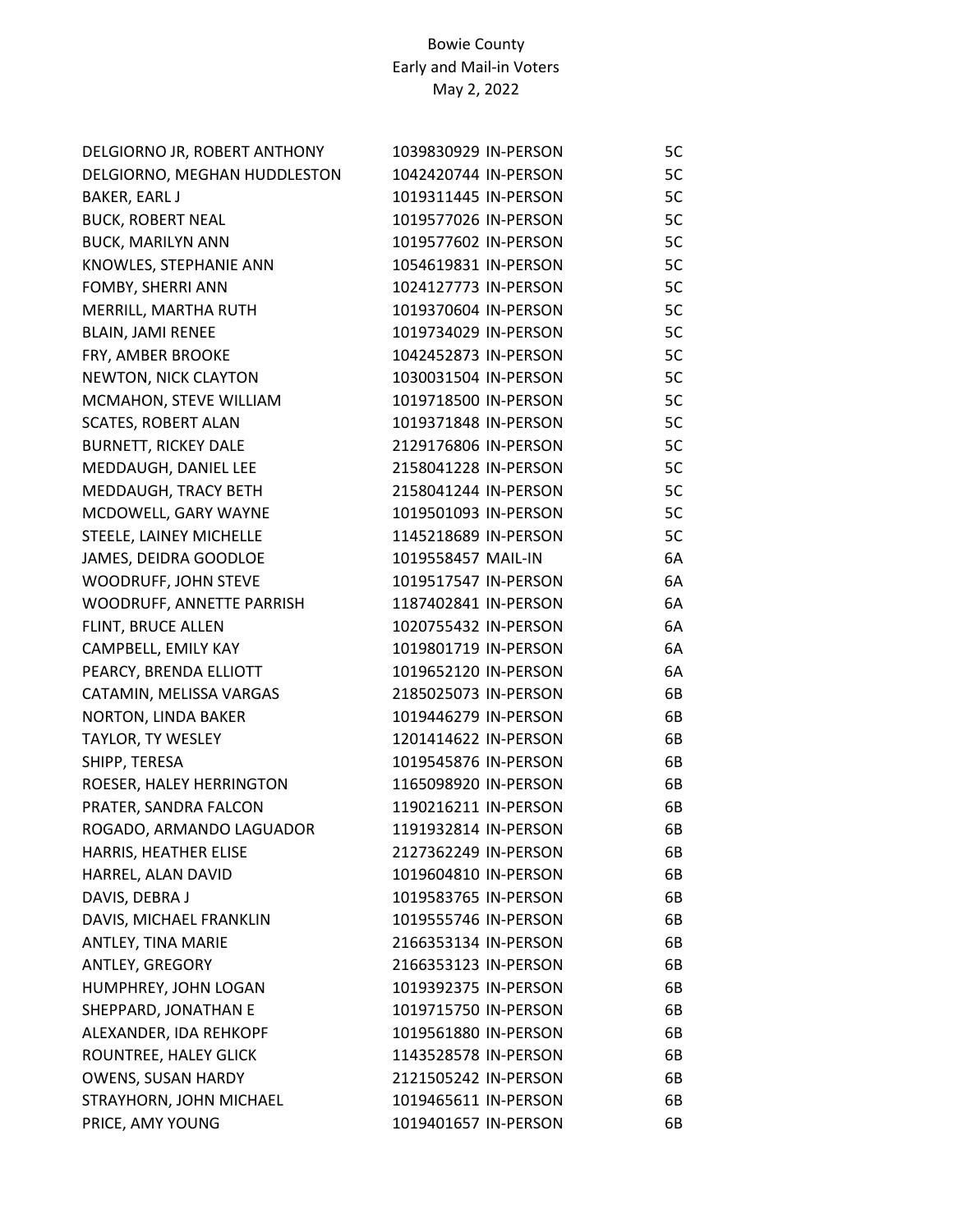Bowie County
Early and Mail-in Voters
May 2, 2022

| | | | |
|---|---|---|---|
| DELGIORNO JR, ROBERT ANTHONY | 1039830929 | IN-PERSON | 5C |
| DELGIORNO, MEGHAN HUDDLESTON | 1042420744 | IN-PERSON | 5C |
| BAKER, EARL J | 1019311445 | IN-PERSON | 5C |
| BUCK, ROBERT NEAL | 1019577026 | IN-PERSON | 5C |
| BUCK, MARILYN ANN | 1019577602 | IN-PERSON | 5C |
| KNOWLES, STEPHANIE ANN | 1054619831 | IN-PERSON | 5C |
| FOMBY, SHERRI ANN | 1024127773 | IN-PERSON | 5C |
| MERRILL, MARTHA RUTH | 1019370604 | IN-PERSON | 5C |
| BLAIN, JAMI RENEE | 1019734029 | IN-PERSON | 5C |
| FRY, AMBER BROOKE | 1042452873 | IN-PERSON | 5C |
| NEWTON, NICK CLAYTON | 1030031504 | IN-PERSON | 5C |
| MCMAHON, STEVE WILLIAM | 1019718500 | IN-PERSON | 5C |
| SCATES, ROBERT ALAN | 1019371848 | IN-PERSON | 5C |
| BURNETT, RICKEY DALE | 2129176806 | IN-PERSON | 5C |
| MEDDAUGH, DANIEL LEE | 2158041228 | IN-PERSON | 5C |
| MEDDAUGH, TRACY BETH | 2158041244 | IN-PERSON | 5C |
| MCDOWELL, GARY WAYNE | 1019501093 | IN-PERSON | 5C |
| STEELE, LAINEY MICHELLE | 1145218689 | IN-PERSON | 5C |
| JAMES, DEIDRA GOODLOE | 1019558457 | MAIL-IN | 6A |
| WOODRUFF, JOHN STEVE | 1019517547 | IN-PERSON | 6A |
| WOODRUFF, ANNETTE PARRISH | 1187402841 | IN-PERSON | 6A |
| FLINT, BRUCE ALLEN | 1020755432 | IN-PERSON | 6A |
| CAMPBELL, EMILY KAY | 1019801719 | IN-PERSON | 6A |
| PEARCY, BRENDA ELLIOTT | 1019652120 | IN-PERSON | 6A |
| CATAMIN, MELISSA VARGAS | 2185025073 | IN-PERSON | 6B |
| NORTON, LINDA BAKER | 1019446279 | IN-PERSON | 6B |
| TAYLOR, TY WESLEY | 1201414622 | IN-PERSON | 6B |
| SHIPP, TERESA | 1019545876 | IN-PERSON | 6B |
| ROESER, HALEY HERRINGTON | 1165098920 | IN-PERSON | 6B |
| PRATER, SANDRA FALCON | 1190216211 | IN-PERSON | 6B |
| ROGADO, ARMANDO LAGUADOR | 1191932814 | IN-PERSON | 6B |
| HARRIS, HEATHER ELISE | 2127362249 | IN-PERSON | 6B |
| HARREL, ALAN DAVID | 1019604810 | IN-PERSON | 6B |
| DAVIS, DEBRA J | 1019583765 | IN-PERSON | 6B |
| DAVIS, MICHAEL FRANKLIN | 1019555746 | IN-PERSON | 6B |
| ANTLEY, TINA MARIE | 2166353134 | IN-PERSON | 6B |
| ANTLEY, GREGORY | 2166353123 | IN-PERSON | 6B |
| HUMPHREY, JOHN LOGAN | 1019392375 | IN-PERSON | 6B |
| SHEPPARD, JONATHAN E | 1019715750 | IN-PERSON | 6B |
| ALEXANDER, IDA REHKOPF | 1019561880 | IN-PERSON | 6B |
| ROUNTREE, HALEY GLICK | 1143528578 | IN-PERSON | 6B |
| OWENS, SUSAN HARDY | 2121505242 | IN-PERSON | 6B |
| STRAYHORN, JOHN MICHAEL | 1019465611 | IN-PERSON | 6B |
| PRICE, AMY YOUNG | 1019401657 | IN-PERSON | 6B |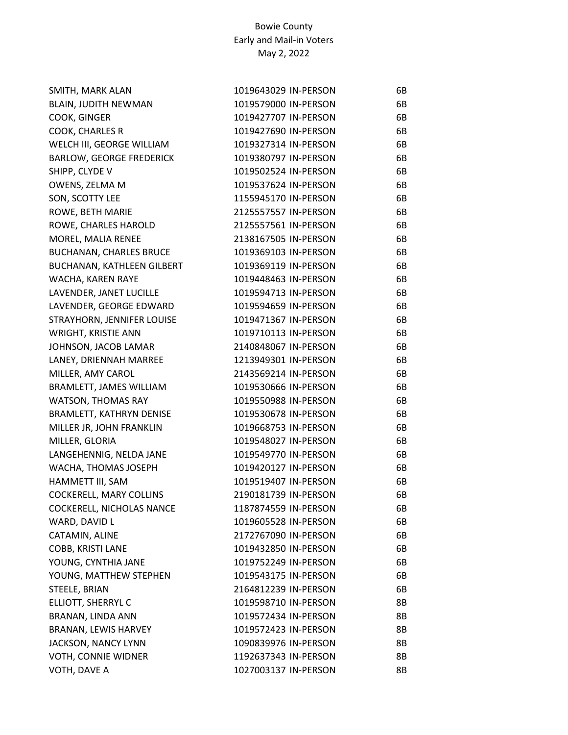Bowie County
Early and Mail-in Voters
May 2, 2022

| | | | |
|---|---|---|---|
| SMITH, MARK ALAN | 1019643029 | IN-PERSON | 6B |
| BLAIN, JUDITH NEWMAN | 1019579000 | IN-PERSON | 6B |
| COOK, GINGER | 1019427707 | IN-PERSON | 6B |
| COOK, CHARLES R | 1019427690 | IN-PERSON | 6B |
| WELCH III, GEORGE WILLIAM | 1019327314 | IN-PERSON | 6B |
| BARLOW, GEORGE FREDERICK | 1019380797 | IN-PERSON | 6B |
| SHIPP, CLYDE V | 1019502524 | IN-PERSON | 6B |
| OWENS, ZELMA M | 1019537624 | IN-PERSON | 6B |
| SON, SCOTTY LEE | 1155945170 | IN-PERSON | 6B |
| ROWE, BETH MARIE | 2125557557 | IN-PERSON | 6B |
| ROWE, CHARLES HAROLD | 2125557561 | IN-PERSON | 6B |
| MOREL, MALIA RENEE | 2138167505 | IN-PERSON | 6B |
| BUCHANAN, CHARLES BRUCE | 1019369103 | IN-PERSON | 6B |
| BUCHANAN, KATHLEEN GILBERT | 1019369119 | IN-PERSON | 6B |
| WACHA, KAREN RAYE | 1019448463 | IN-PERSON | 6B |
| LAVENDER, JANET LUCILLE | 1019594713 | IN-PERSON | 6B |
| LAVENDER, GEORGE EDWARD | 1019594659 | IN-PERSON | 6B |
| STRAYHORN, JENNIFER LOUISE | 1019471367 | IN-PERSON | 6B |
| WRIGHT, KRISTIE ANN | 1019710113 | IN-PERSON | 6B |
| JOHNSON, JACOB LAMAR | 2140848067 | IN-PERSON | 6B |
| LANEY, DRIENNAH MARREE | 1213949301 | IN-PERSON | 6B |
| MILLER, AMY CAROL | 2143569214 | IN-PERSON | 6B |
| BRAMLETT, JAMES WILLIAM | 1019530666 | IN-PERSON | 6B |
| WATSON, THOMAS RAY | 1019550988 | IN-PERSON | 6B |
| BRAMLETT, KATHRYN DENISE | 1019530678 | IN-PERSON | 6B |
| MILLER JR, JOHN FRANKLIN | 1019668753 | IN-PERSON | 6B |
| MILLER, GLORIA | 1019548027 | IN-PERSON | 6B |
| LANGEHENNIG, NELDA JANE | 1019549770 | IN-PERSON | 6B |
| WACHA, THOMAS JOSEPH | 1019420127 | IN-PERSON | 6B |
| HAMMETT III, SAM | 1019519407 | IN-PERSON | 6B |
| COCKERELL, MARY COLLINS | 2190181739 | IN-PERSON | 6B |
| COCKERELL, NICHOLAS NANCE | 1187874559 | IN-PERSON | 6B |
| WARD, DAVID L | 1019605528 | IN-PERSON | 6B |
| CATAMIN, ALINE | 2172767090 | IN-PERSON | 6B |
| COBB, KRISTI LANE | 1019432850 | IN-PERSON | 6B |
| YOUNG, CYNTHIA JANE | 1019752249 | IN-PERSON | 6B |
| YOUNG, MATTHEW STEPHEN | 1019543175 | IN-PERSON | 6B |
| STEELE, BRIAN | 2164812239 | IN-PERSON | 6B |
| ELLIOTT, SHERRYL C | 1019598710 | IN-PERSON | 8B |
| BRANAN, LINDA ANN | 1019572434 | IN-PERSON | 8B |
| BRANAN, LEWIS HARVEY | 1019572423 | IN-PERSON | 8B |
| JACKSON, NANCY LYNN | 1090839976 | IN-PERSON | 8B |
| VOTH, CONNIE WIDNER | 1192637343 | IN-PERSON | 8B |
| VOTH, DAVE A | 1027003137 | IN-PERSON | 8B |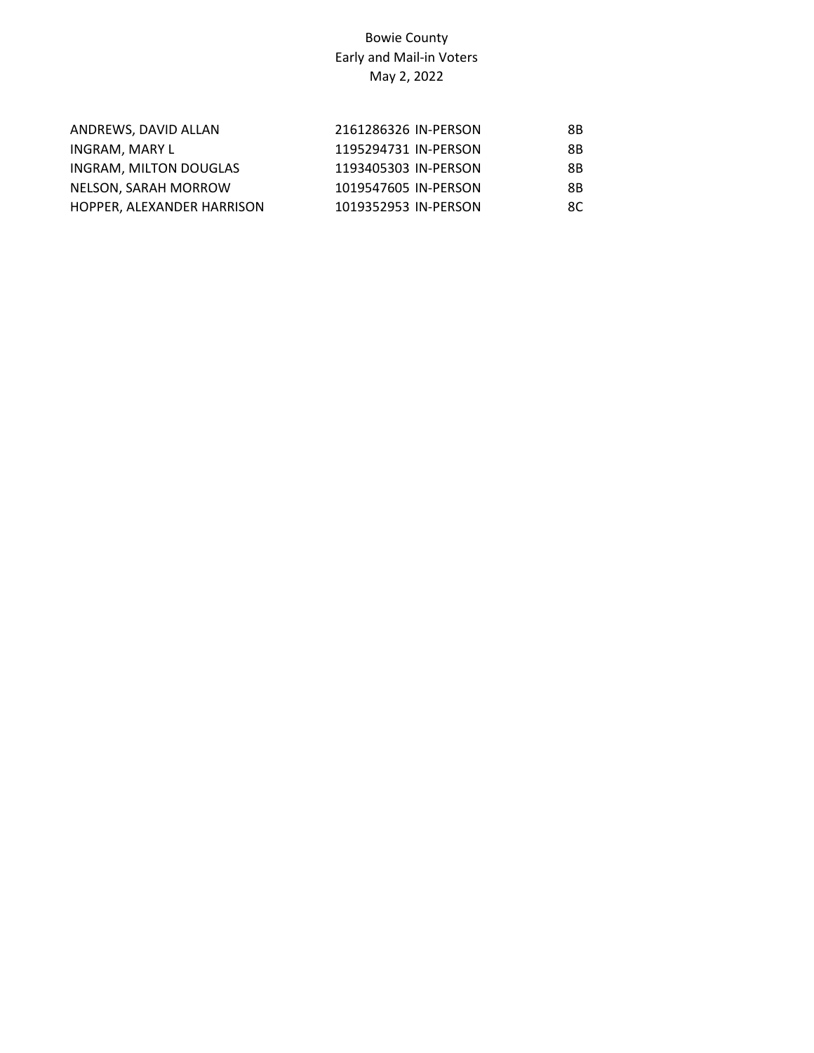Bowie County
Early and Mail-in Voters
May 2, 2022

| | | | |
|---|---|---|---|
| ANDREWS, DAVID ALLAN | 2161286326 | IN-PERSON | 8B |
| INGRAM, MARY L | 1195294731 | IN-PERSON | 8B |
| INGRAM, MILTON DOUGLAS | 1193405303 | IN-PERSON | 8B |
| NELSON, SARAH MORROW | 1019547605 | IN-PERSON | 8B |
| HOPPER, ALEXANDER HARRISON | 1019352953 | IN-PERSON | 8C |